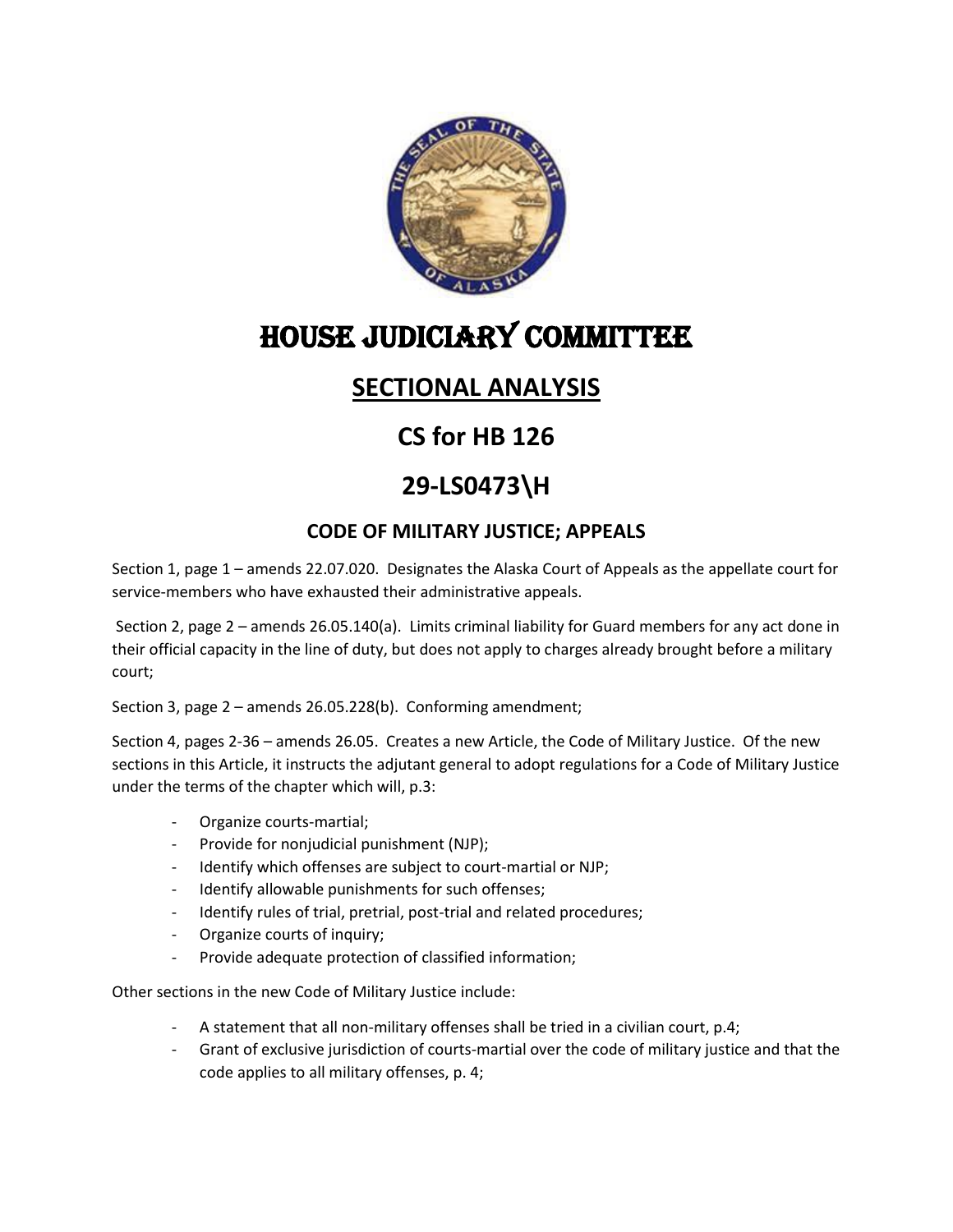# HOUSE JUDICIARY COMMITTEE

## SECTIONAL ANALYSIS

## CS for HB 126

## 29-LS0473\H

### CODE OF MILITARY JUSTICE; APPEALS

Section 1, page 1 – amends 22.07.020. Designates the Alaska Court of Appeals as the appellate court for service-members who have exhausted their administrative appeals.

Section 2, page 2 – amends 26.05.140(a). Limits criminal liability for Guard members for any act done in their official capacity in the line of duty, but does not apply to charges already brought before a military court;

Section 3, page 2 – amends 26.05.228(b). Conforming amendment;

Section 4, pages 2-36 – amends 26.05. Creates a new Article, the Code of Military Justice. Of the new sections in this Article, it instructs the adjutant general to adopt regulations for a Code of Military Justice under the terms of the chapter which will, p.3:

- Organize courts-martial;
- Provide for nonjudicial punishment (NJP);
- Identify which offenses are subject to court-martial or NJP;
- Identify allowable punishments for such offenses;
- Identify rules of trial, pretrial, post-trial and related procedures;
- Organize courts of inquiry;
- Provide adequate protection of classified information;

Other sections in the new Code of Military Justice include:

- A statement that all non-military offenses shall be tried in a civilian court, p.4;
- Grant of exclusive jurisdiction of courts-martial over the code of military justice and that the code applies to all military offenses, p. 4;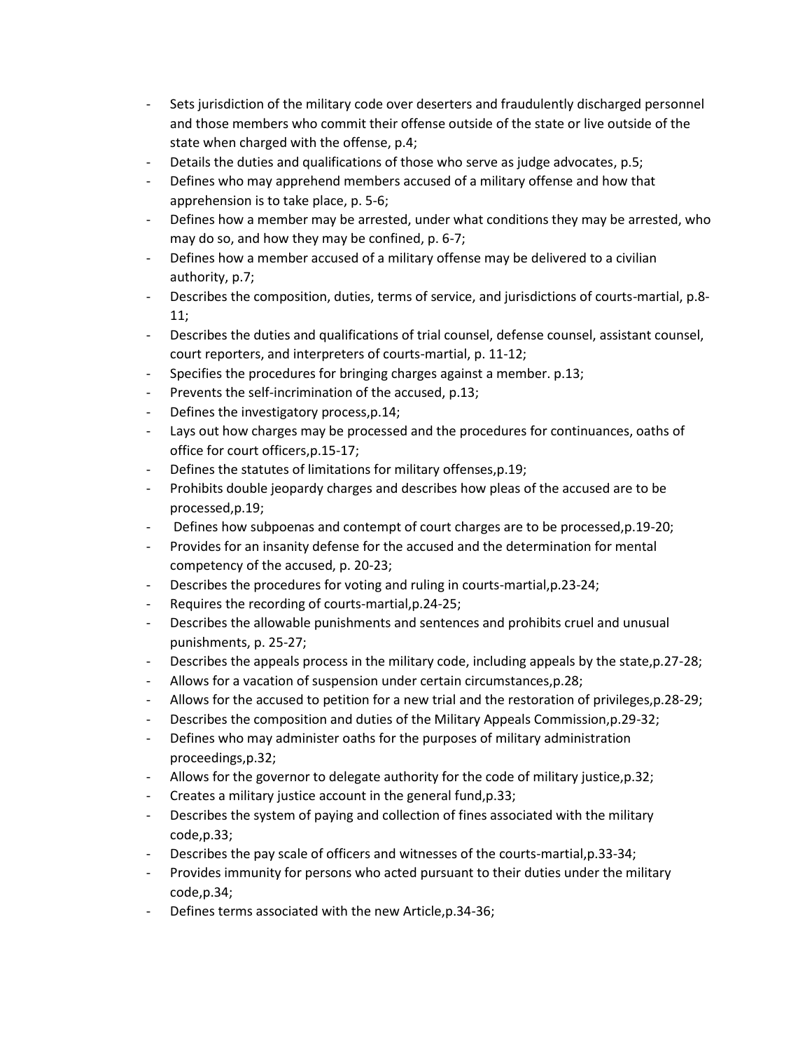- Sets jurisdiction of the military code over deserters and fraudulently discharged personnel and those members who commit their offense outside of the state or live outside of the state when charged with the offense, p.4;
- Details the duties and qualifications of those who serve as judge advocates, p.5;
- Defines who may apprehend members accused of a military offense and how that apprehension is to take place, p. 5-6;
- Defines how a member may be arrested, under what conditions they may be arrested, who may do so, and how they may be confined, p. 6-7;
- Defines how a member accused of a military offense may be delivered to a civilian authority, p.7;
- Describes the composition, duties, terms of service, and jurisdictions of courts-martial, p.8-11;
- Describes the duties and qualifications of trial counsel, defense counsel, assistant counsel, court reporters, and interpreters of courts-martial, p. 11-12;
- Specifies the procedures for bringing charges against a member. p.13;
- Prevents the self-incrimination of the accused, p.13;
- Defines the investigatory process,p.14;
- Lays out how charges may be processed and the procedures for continuances, oaths of office for court officers,p.15-17;
- Defines the statutes of limitations for military offenses,p.19;
- Prohibits double jeopardy charges and describes how pleas of the accused are to be processed,p.19;
- Defines how subpoenas and contempt of court charges are to be processed,p.19-20;
- Provides for an insanity defense for the accused and the determination for mental competency of the accused, p. 20-23;
- Describes the procedures for voting and ruling in courts-martial,p.23-24;
- Requires the recording of courts-martial,p.24-25;
- Describes the allowable punishments and sentences and prohibits cruel and unusual punishments, p. 25-27;
- Describes the appeals process in the military code, including appeals by the state,p.27-28;
- Allows for a vacation of suspension under certain circumstances,p.28;
- Allows for the accused to petition for a new trial and the restoration of privileges,p.28-29;
- Describes the composition and duties of the Military Appeals Commission,p.29-32;
- Defines who may administer oaths for the purposes of military administration proceedings,p.32;
- Allows for the governor to delegate authority for the code of military justice,p.32;
- Creates a military justice account in the general fund,p.33;
- Describes the system of paying and collection of fines associated with the military code,p.33;
- Describes the pay scale of officers and witnesses of the courts-martial,p.33-34;
- Provides immunity for persons who acted pursuant to their duties under the military code,p.34;
- Defines terms associated with the new Article,p.34-36;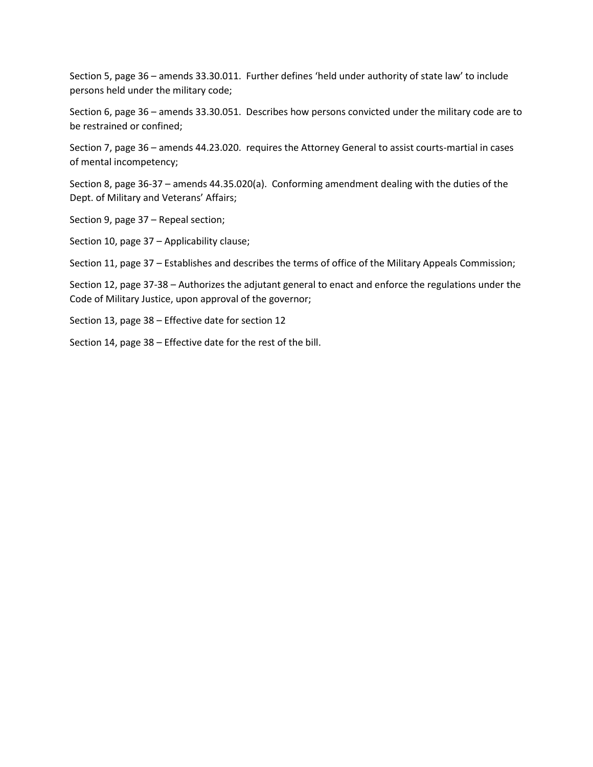Section 5, page 36 – amends 33.30.011. Further defines 'held under authority of state law' to include persons held under the military code;

Section 6, page 36 – amends 33.30.051. Describes how persons convicted under the military code are to be restrained or confined;

Section 7, page 36 – amends 44.23.020. requires the Attorney General to assist courts-martial in cases of mental incompetency;

Section 8, page 36-37 – amends 44.35.020(a). Conforming amendment dealing with the duties of the Dept. of Military and Veterans' Affairs;

Section 9, page 37 – Repeal section;

Section 10, page 37 – Applicability clause;

Section 11, page 37 – Establishes and describes the terms of office of the Military Appeals Commission;

Section 12, page 37-38 – Authorizes the adjutant general to enact and enforce the regulations under the Code of Military Justice, upon approval of the governor;

Section 13, page 38 – Effective date for section 12

Section 14, page 38 – Effective date for the rest of the bill.